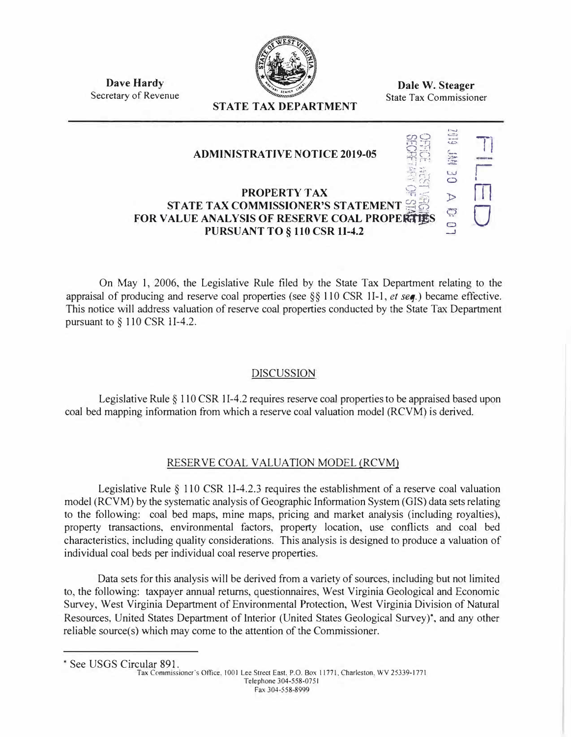**Dave Hardy**
Secretary of Revenue

**STATE TAX DEPARTMENT**

**Dale W. Steager**
State Tax Commissioner

FILED

2019 JAN 30 A 10:01

OFFICE WEST VIRGINIA SECRETARY OF STATE

# ADMINISTRATIVE NOTICE 2019-05

## PROPERTY TAX
## STATE TAX COMMISSIONER'S STATEMENT FOR VALUE ANALYSIS OF RESERVE COAL PROPERTIES PURSUANT TO § 110 CSR 1I-4.2

On May 1, 2006, the Legislative Rule filed by the State Tax Department relating to the appraisal of producing and reserve coal properties (see §§ 110 CSR 1I-1, *et seq.*) became effective. This notice will address valuation of reserve coal properties conducted by the State Tax Department pursuant to § 110 CSR 1I-4.2.

### DISCUSSION

Legislative Rule § 110 CSR 1I-4.2 requires reserve coal properties to be appraised based upon coal bed mapping information from which a reserve coal valuation model (RCVM) is derived.

### RESERVE COAL VALUATION MODEL (RCVM)

Legislative Rule § 110 CSR 1I-4.2.3 requires the establishment of a reserve coal valuation model (RCVM) by the systematic analysis of Geographic Information System (GIS) data sets relating to the following: coal bed maps, mine maps, pricing and market analysis (including royalties), property transactions, environmental factors, property location, use conflicts and coal bed characteristics, including quality considerations. This analysis is designed to produce a valuation of individual coal beds per individual coal reserve properties.

Data sets for this analysis will be derived from a variety of sources, including but not limited to, the following: taxpayer annual returns, questionnaires, West Virginia Geological and Economic Survey, West Virginia Department of Environmental Protection, West Virginia Division of Natural Resources, United States Department of Interior (United States Geological Survey)*, and any other reliable source(s) which may come to the attention of the Commissioner.

---

* See USGS Circular 891.

Tax Commissioner's Office, 1001 Lee Street East, P.O. Box 11771, Charleston, WV 25339-1771
Telephone 304-558-0751
Fax 304-558-8999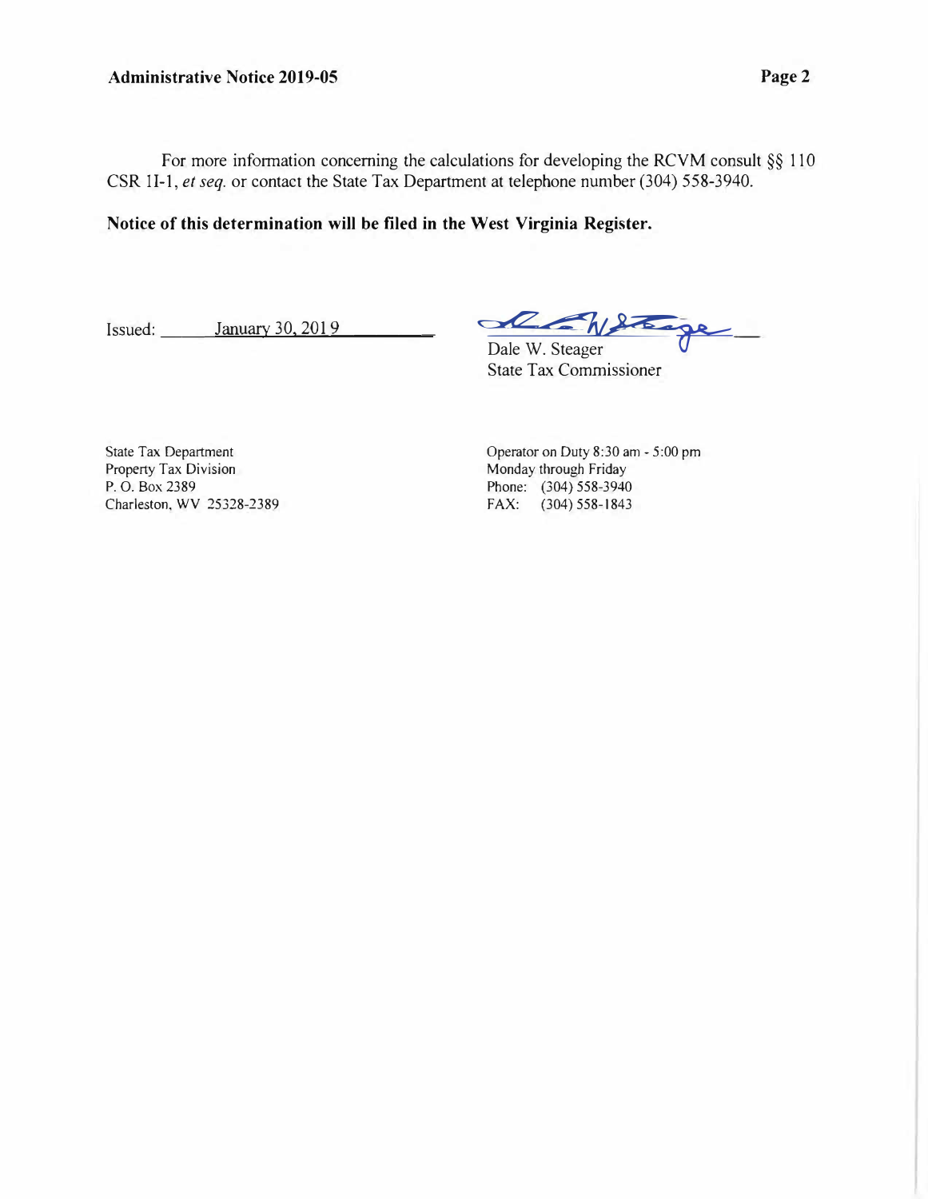For more information concerning the calculations for developing the RCVM consult §§ 110 CSR 1I-1, *et seq.* or contact the State Tax Department at telephone number (304) 558-3940.

**Notice of this determination will be filed in the West Virginia Register.**

Issued: January 30, 2019

Dale W. Steager
State Tax Commissioner

State Tax Department
Property Tax Division
P. O. Box 2389
Charleston, WV 25328-2389

Operator on Duty 8:30 am - 5:00 pm
Monday through Friday
Phone: (304) 558-3940
FAX: (304) 558-1843